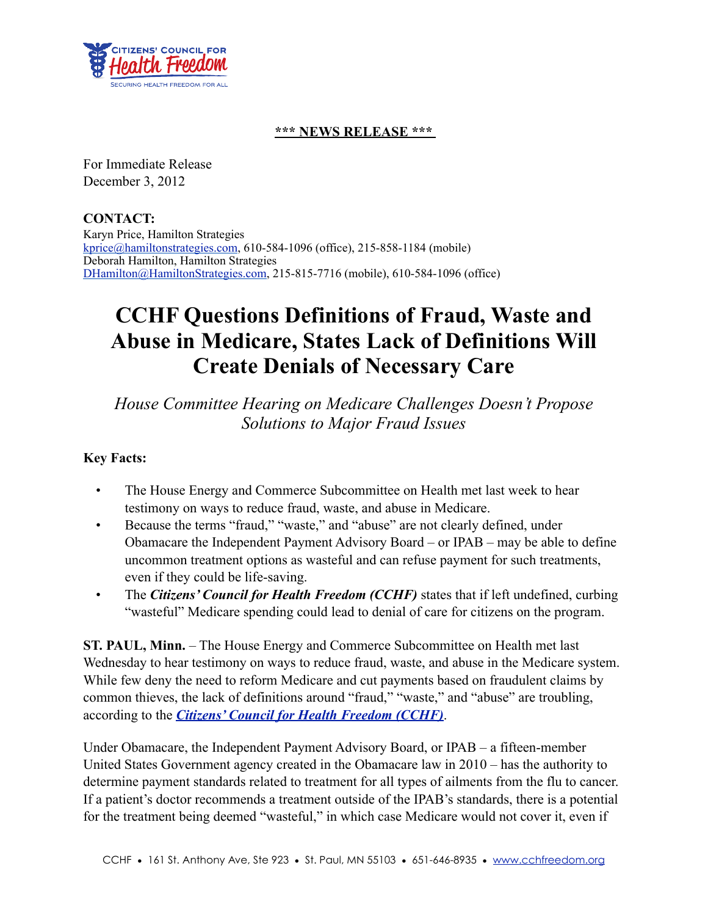**\*\*\* NEWS RELEASE \*\*\***

For Immediate Release
December 3, 2012

**CONTACT:**
Karyn Price, Hamilton Strategies
kprice@hamiltonstrategies.com, 610-584-1096 (office), 215-858-1184 (mobile)
Deborah Hamilton, Hamilton Strategies
DHamilton@HamiltonStrategies.com, 215-815-7716 (mobile), 610-584-1096 (office)

# CCHF Questions Definitions of Fraud, Waste and Abuse in Medicare, States Lack of Definitions Will Create Denials of Necessary Care

*House Committee Hearing on Medicare Challenges Doesn't Propose Solutions to Major Fraud Issues*

**Key Facts:**

- The House Energy and Commerce Subcommittee on Health met last week to hear testimony on ways to reduce fraud, waste, and abuse in Medicare.
- Because the terms "fraud," "waste," and "abuse" are not clearly defined, under Obamacare the Independent Payment Advisory Board – or IPAB – may be able to define uncommon treatment options as wasteful and can refuse payment for such treatments, even if they could be life-saving.
- The ***Citizens' Council for Health Freedom (CCHF)*** states that if left undefined, curbing "wasteful" Medicare spending could lead to denial of care for citizens on the program.

**ST. PAUL, Minn.** – The House Energy and Commerce Subcommittee on Health met last Wednesday to hear testimony on ways to reduce fraud, waste, and abuse in the Medicare system. While few deny the need to reform Medicare and cut payments based on fraudulent claims by common thieves, the lack of definitions around "fraud," "waste," and "abuse" are troubling, according to the ***Citizens' Council for Health Freedom (CCHF)***.

Under Obamacare, the Independent Payment Advisory Board, or IPAB – a fifteen-member United States Government agency created in the Obamacare law in 2010 – has the authority to determine payment standards related to treatment for all types of ailments from the flu to cancer. If a patient's doctor recommends a treatment outside of the IPAB's standards, there is a potential for the treatment being deemed "wasteful," in which case Medicare would not cover it, even if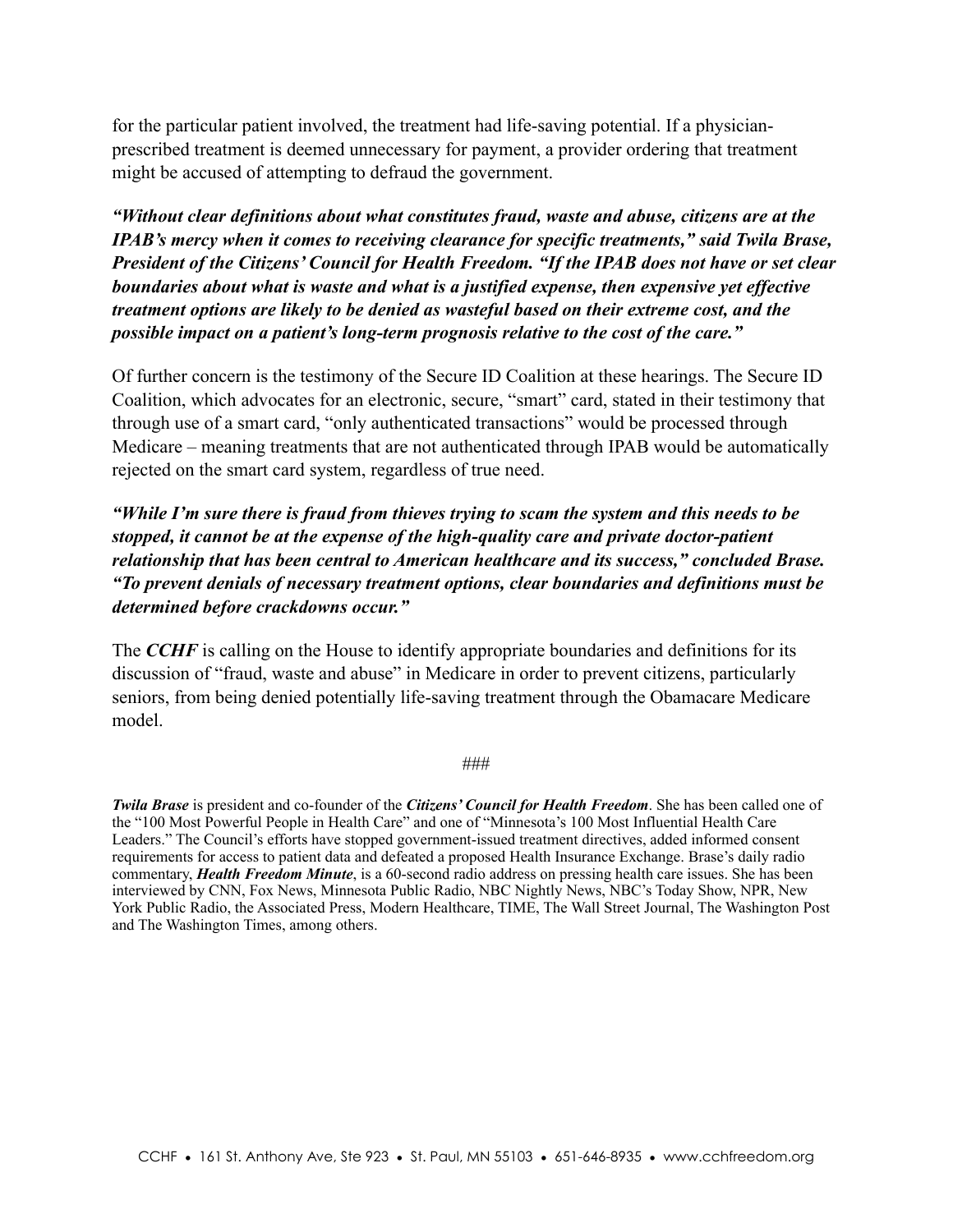for the particular patient involved, the treatment had life-saving potential. If a physician-prescribed treatment is deemed unnecessary for payment, a provider ordering that treatment might be accused of attempting to defraud the government.

***"Without clear definitions about what constitutes fraud, waste and abuse, citizens are at the IPAB's mercy when it comes to receiving clearance for specific treatments," said Twila Brase, President of the Citizens' Council for Health Freedom. "If the IPAB does not have or set clear boundaries about what is waste and what is a justified expense, then expensive yet effective treatment options are likely to be denied as wasteful based on their extreme cost, and the possible impact on a patient's long-term prognosis relative to the cost of the care."***

Of further concern is the testimony of the Secure ID Coalition at these hearings. The Secure ID Coalition, which advocates for an electronic, secure, "smart" card, stated in their testimony that through use of a smart card, "only authenticated transactions" would be processed through Medicare – meaning treatments that are not authenticated through IPAB would be automatically rejected on the smart card system, regardless of true need.

***"While I'm sure there is fraud from thieves trying to scam the system and this needs to be stopped, it cannot be at the expense of the high-quality care and private doctor-patient relationship that has been central to American healthcare and its success," concluded Brase. "To prevent denials of necessary treatment options, clear boundaries and definitions must be determined before crackdowns occur."***

The ***CCHF*** is calling on the House to identify appropriate boundaries and definitions for its discussion of "fraud, waste and abuse" in Medicare in order to prevent citizens, particularly seniors, from being denied potentially life-saving treatment through the Obamacare Medicare model.

###

***Twila Brase*** is president and co-founder of the ***Citizens' Council for Health Freedom***. She has been called one of the "100 Most Powerful People in Health Care" and one of "Minnesota's 100 Most Influential Health Care Leaders." The Council's efforts have stopped government-issued treatment directives, added informed consent requirements for access to patient data and defeated a proposed Health Insurance Exchange. Brase's daily radio commentary, ***Health Freedom Minute***, is a 60-second radio address on pressing health care issues. She has been interviewed by CNN, Fox News, Minnesota Public Radio, NBC Nightly News, NBC's Today Show, NPR, New York Public Radio, the Associated Press, Modern Healthcare, TIME, The Wall Street Journal, The Washington Post and The Washington Times, among others.

CCHF • 161 St. Anthony Ave, Ste 923 • St. Paul, MN 55103 • 651-646-8935 • www.cchfreedom.org